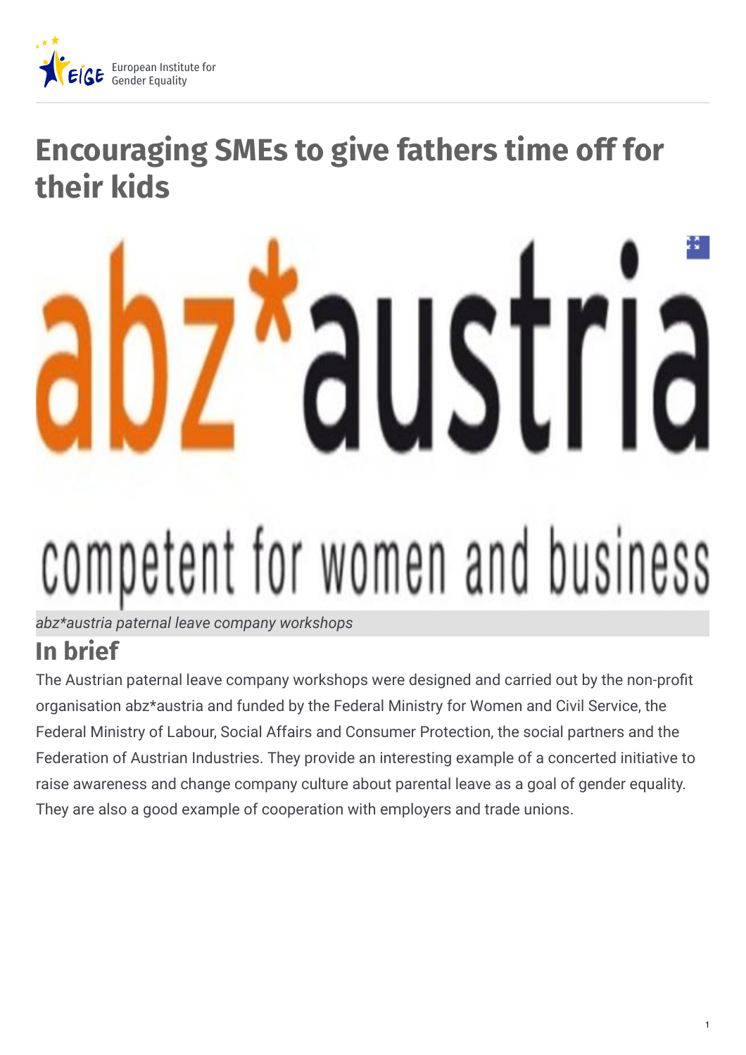# Encouraging SMEs to give fathers time off for their kids

*abz\*austria paternal leave company workshops*

## In brief

The Austrian paternal leave company workshops were designed and carried out by the non-profit organisation abz*austria and funded by the Federal Ministry for Women and Civil Service, the Federal Ministry of Labour, Social Affairs and Consumer Protection, the social partners and the Federation of Austrian Industries. They provide an interesting example of a concerted initiative to raise awareness and change company culture about parental leave as a goal of gender equality. They are also a good example of cooperation with employers and trade unions.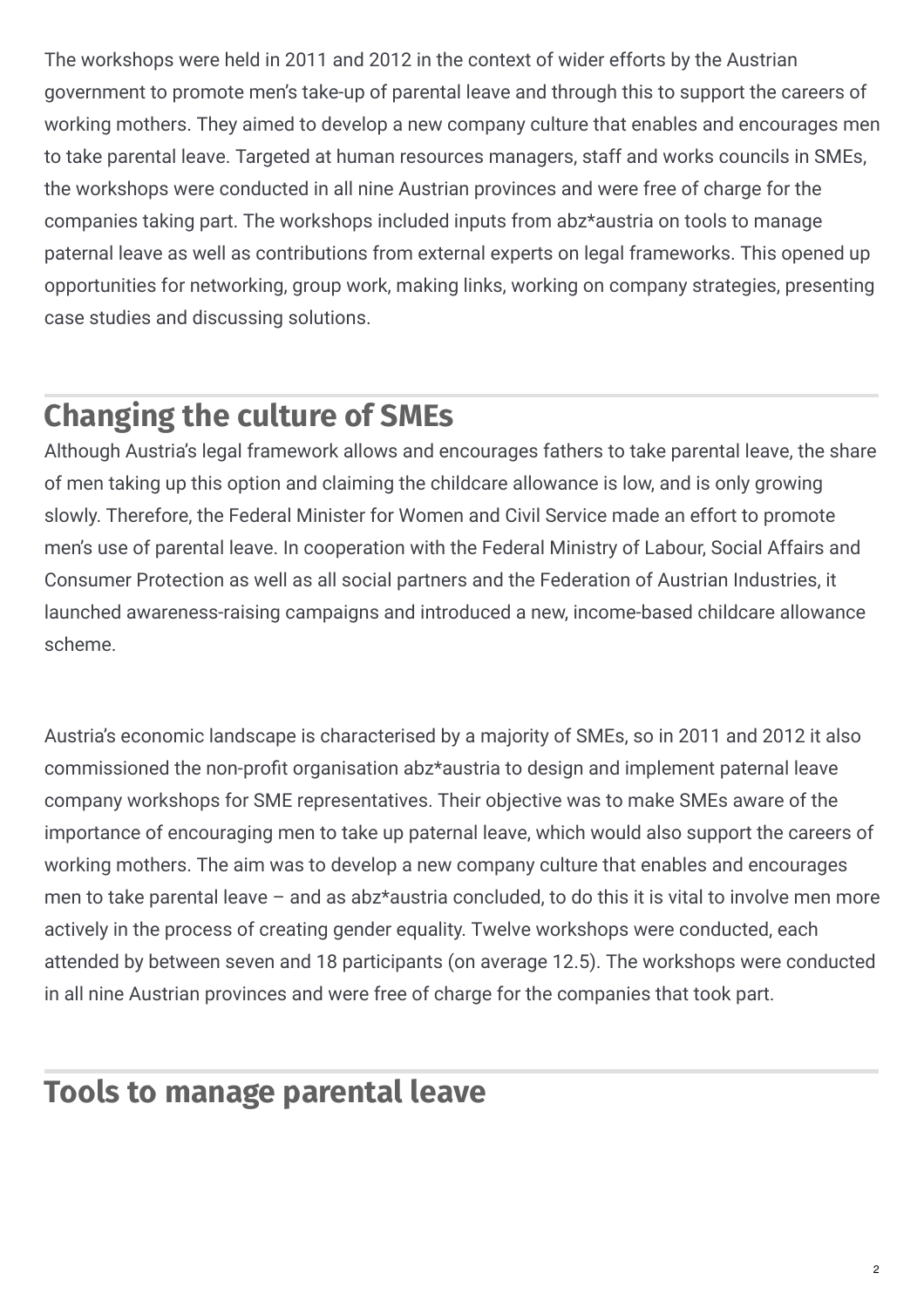The workshops were held in 2011 and 2012 in the context of wider efforts by the Austrian government to promote men's take-up of parental leave and through this to support the careers of working mothers. They aimed to develop a new company culture that enables and encourages men to take parental leave. Targeted at human resources managers, staff and works councils in SMEs, the workshops were conducted in all nine Austrian provinces and were free of charge for the companies taking part. The workshops included inputs from abz*austria on tools to manage paternal leave as well as contributions from external experts on legal frameworks. This opened up opportunities for networking, group work, making links, working on company strategies, presenting case studies and discussing solutions.

## Changing the culture of SMEs

Although Austria's legal framework allows and encourages fathers to take parental leave, the share of men taking up this option and claiming the childcare allowance is low, and is only growing slowly. Therefore, the Federal Minister for Women and Civil Service made an effort to promote men's use of parental leave. In cooperation with the Federal Ministry of Labour, Social Affairs and Consumer Protection as well as all social partners and the Federation of Austrian Industries, it launched awareness-raising campaigns and introduced a new, income-based childcare allowance scheme.

Austria's economic landscape is characterised by a majority of SMEs, so in 2011 and 2012 it also commissioned the non-profit organisation abz*austria to design and implement paternal leave company workshops for SME representatives. Their objective was to make SMEs aware of the importance of encouraging men to take up paternal leave, which would also support the careers of working mothers. The aim was to develop a new company culture that enables and encourages men to take parental leave – and as abz*austria concluded, to do this it is vital to involve men more actively in the process of creating gender equality. Twelve workshops were conducted, each attended by between seven and 18 participants (on average 12.5). The workshops were conducted in all nine Austrian provinces and were free of charge for the companies that took part.

## Tools to manage parental leave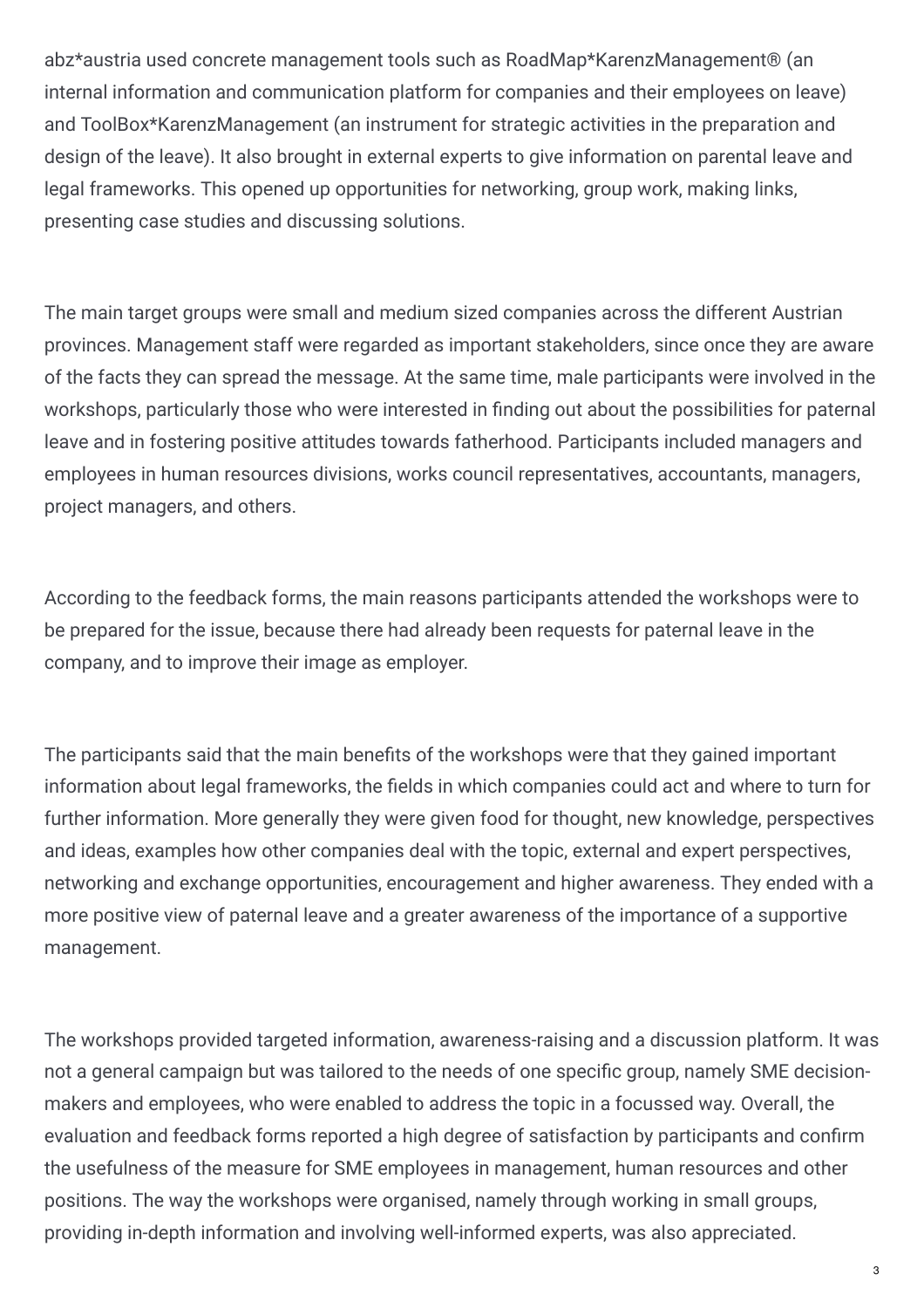abz*austria used concrete management tools such as RoadMap*KarenzManagement® (an internal information and communication platform for companies and their employees on leave) and ToolBox*KarenzManagement (an instrument for strategic activities in the preparation and design of the leave). It also brought in external experts to give information on parental leave and legal frameworks. This opened up opportunities for networking, group work, making links, presenting case studies and discussing solutions.

The main target groups were small and medium sized companies across the different Austrian provinces. Management staff were regarded as important stakeholders, since once they are aware of the facts they can spread the message. At the same time, male participants were involved in the workshops, particularly those who were interested in finding out about the possibilities for paternal leave and in fostering positive attitudes towards fatherhood. Participants included managers and employees in human resources divisions, works council representatives, accountants, managers, project managers, and others.

According to the feedback forms, the main reasons participants attended the workshops were to be prepared for the issue, because there had already been requests for paternal leave in the company, and to improve their image as employer.

The participants said that the main benefits of the workshops were that they gained important information about legal frameworks, the fields in which companies could act and where to turn for further information. More generally they were given food for thought, new knowledge, perspectives and ideas, examples how other companies deal with the topic, external and expert perspectives, networking and exchange opportunities, encouragement and higher awareness. They ended with a more positive view of paternal leave and a greater awareness of the importance of a supportive management.

The workshops provided targeted information, awareness-raising and a discussion platform. It was not a general campaign but was tailored to the needs of one specific group, namely SME decision-makers and employees, who were enabled to address the topic in a focussed way. Overall, the evaluation and feedback forms reported a high degree of satisfaction by participants and confirm the usefulness of the measure for SME employees in management, human resources and other positions. The way the workshops were organised, namely through working in small groups, providing in-depth information and involving well-informed experts, was also appreciated.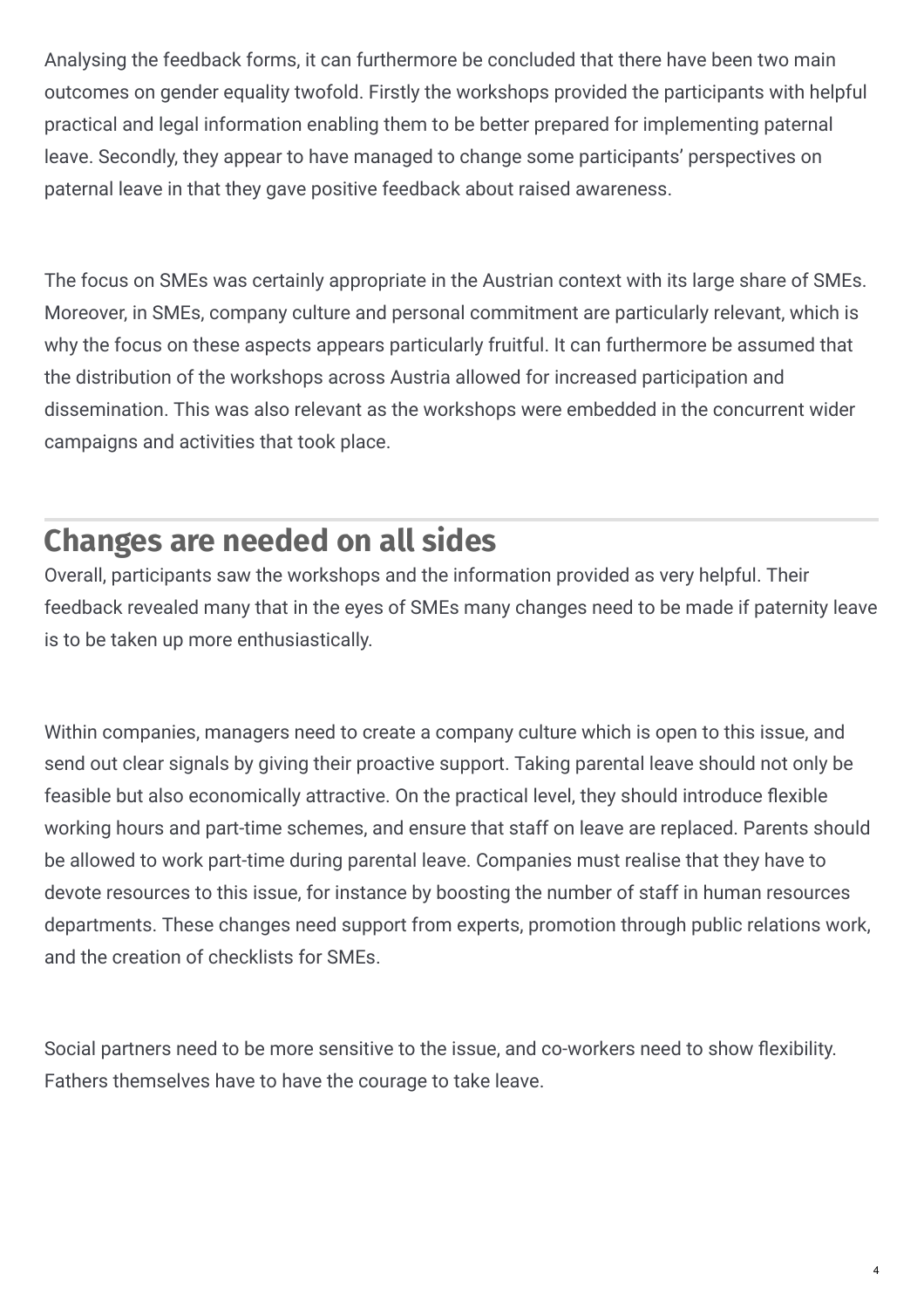Analysing the feedback forms, it can furthermore be concluded that there have been two main outcomes on gender equality twofold. Firstly the workshops provided the participants with helpful practical and legal information enabling them to be better prepared for implementing paternal leave. Secondly, they appear to have managed to change some participants' perspectives on paternal leave in that they gave positive feedback about raised awareness.

The focus on SMEs was certainly appropriate in the Austrian context with its large share of SMEs. Moreover, in SMEs, company culture and personal commitment are particularly relevant, which is why the focus on these aspects appears particularly fruitful. It can furthermore be assumed that the distribution of the workshops across Austria allowed for increased participation and dissemination. This was also relevant as the workshops were embedded in the concurrent wider campaigns and activities that took place.

## Changes are needed on all sides

Overall, participants saw the workshops and the information provided as very helpful. Their feedback revealed many that in the eyes of SMEs many changes need to be made if paternity leave is to be taken up more enthusiastically.

Within companies, managers need to create a company culture which is open to this issue, and send out clear signals by giving their proactive support. Taking parental leave should not only be feasible but also economically attractive. On the practical level, they should introduce flexible working hours and part-time schemes, and ensure that staff on leave are replaced. Parents should be allowed to work part-time during parental leave. Companies must realise that they have to devote resources to this issue, for instance by boosting the number of staff in human resources departments. These changes need support from experts, promotion through public relations work, and the creation of checklists for SMEs.

Social partners need to be more sensitive to the issue, and co-workers need to show flexibility. Fathers themselves have to have the courage to take leave.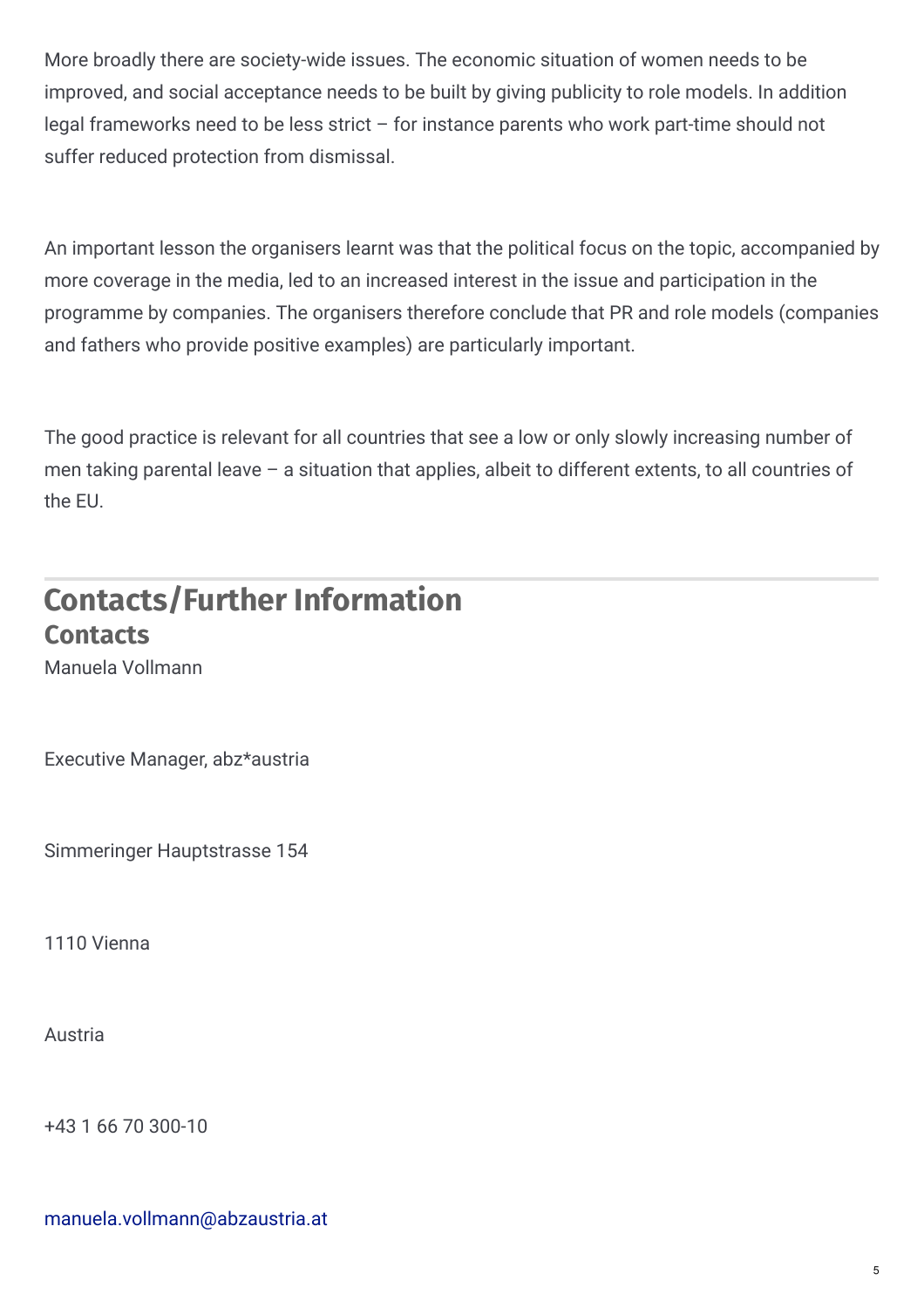More broadly there are society-wide issues. The economic situation of women needs to be improved, and social acceptance needs to be built by giving publicity to role models. In addition legal frameworks need to be less strict – for instance parents who work part-time should not suffer reduced protection from dismissal.

An important lesson the organisers learnt was that the political focus on the topic, accompanied by more coverage in the media, led to an increased interest in the issue and participation in the programme by companies. The organisers therefore conclude that PR and role models (companies and fathers who provide positive examples) are particularly important.

The good practice is relevant for all countries that see a low or only slowly increasing number of men taking parental leave – a situation that applies, albeit to different extents, to all countries of the EU.

## Contacts/Further Information

### Contacts

Manuela Vollmann

Executive Manager, abz*austria

Simmeringer Hauptstrasse 154

1110 Vienna

Austria

+43 1 66 70 300-10

manuela.vollmann@abzaustria.at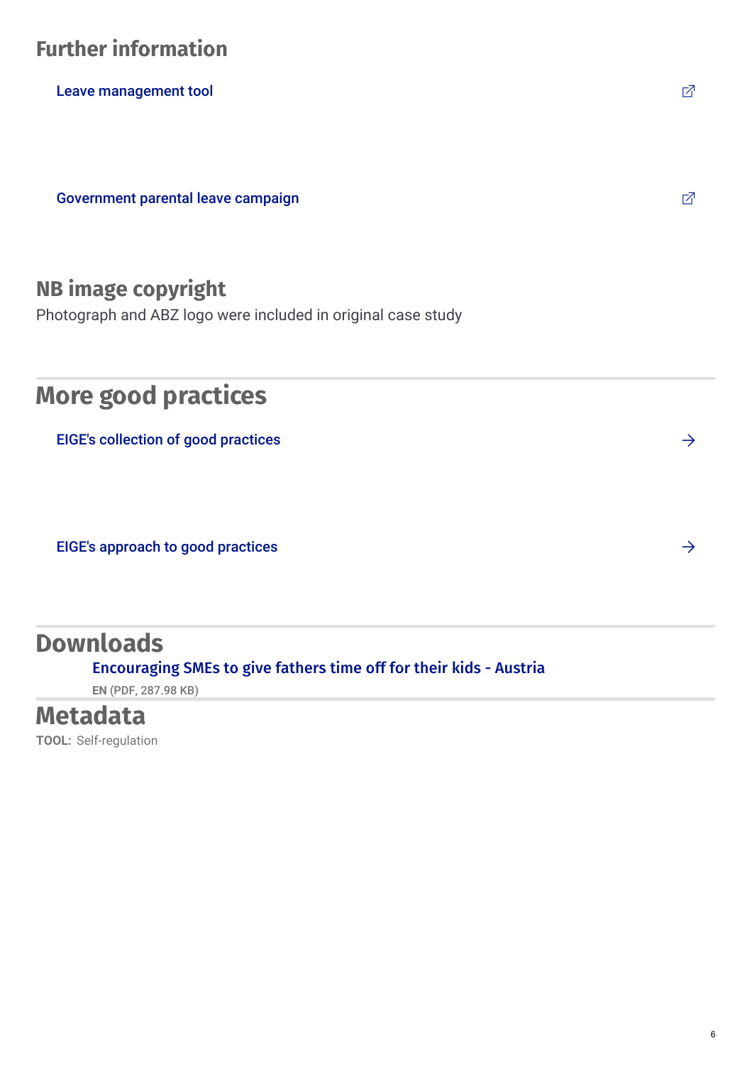## Further information

Leave management tool

Government parental leave campaign

## NB image copyright

Photograph and ABZ logo were included in original case study

## More good practices

EIGE's collection of good practices

EIGE's approach to good practices

## Downloads

Encouraging SMEs to give fathers time off for their kids - Austria

**EN** (PDF, 287.98 KB)

## Metadata

**TOOL:** Self-regulation